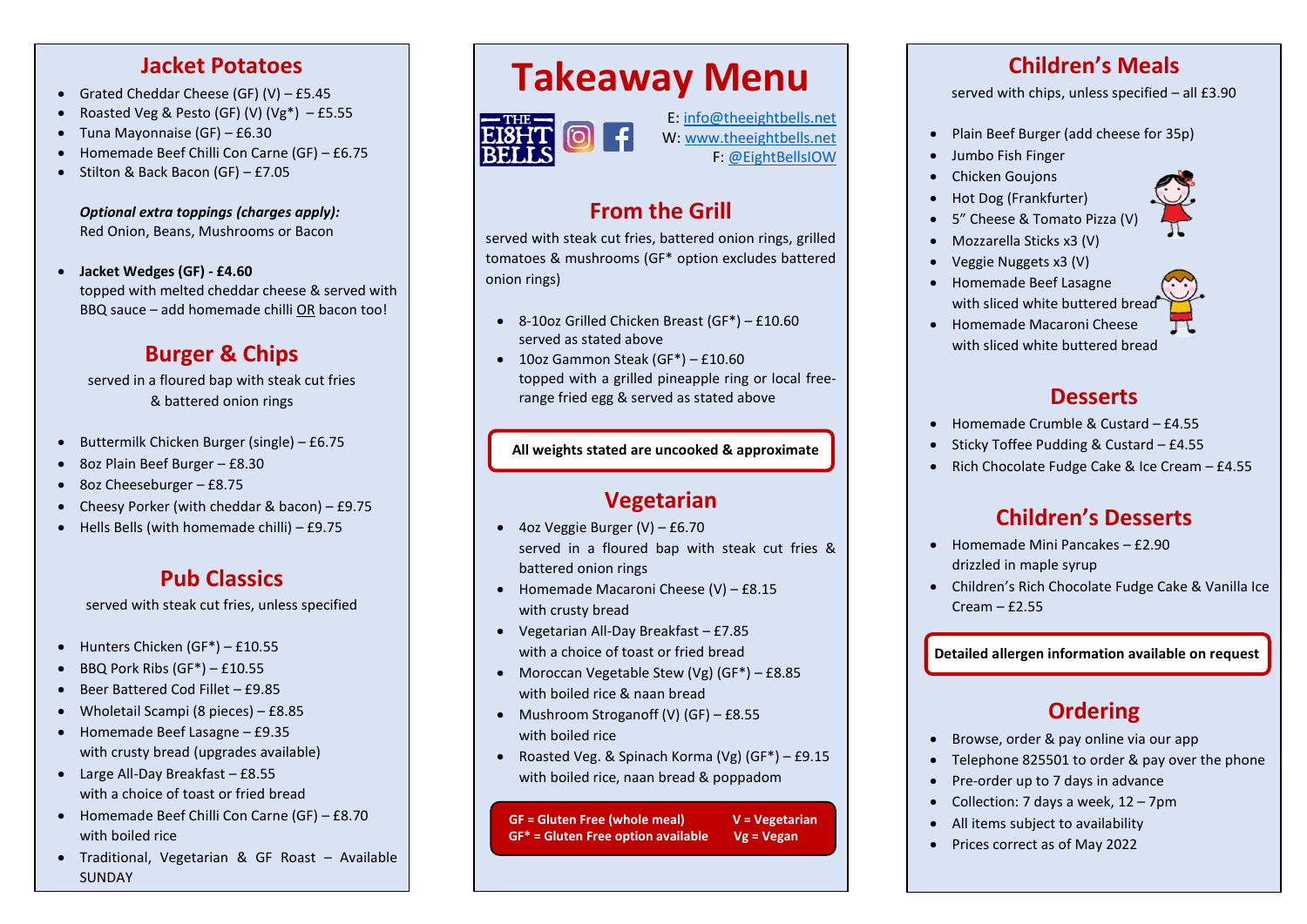## Jacket Potatoes

- Grated Cheddar Cheese (GF) (V) – £5.45
- Roasted Veg & Pesto (GF) (V) (Vg*) – £5.55
- Tuna Mayonnaise (GF) – £6.30
- Homemade Beef Chilli Con Carne (GF) – £6.75
- Stilton & Back Bacon (GF) – £7.05

***Optional extra toppings (charges apply):***
Red Onion, Beans, Mushrooms or Bacon

- **Jacket Wedges (GF) - £4.60**
  topped with melted cheddar cheese & served with BBQ sauce – add homemade chilli OR bacon too!

## Burger & Chips

served in a floured bap with steak cut fries & battered onion rings

- Buttermilk Chicken Burger (single) – £6.75
- 8oz Plain Beef Burger – £8.30
- 8oz Cheeseburger – £8.75
- Cheesy Porker (with cheddar & bacon) – £9.75
- Hells Bells (with homemade chilli) – £9.75

## Pub Classics

served with steak cut fries, unless specified

- Hunters Chicken (GF*) – £10.55
- BBQ Pork Ribs (GF*) – £10.55
- Beer Battered Cod Fillet – £9.85
- Wholetail Scampi (8 pieces) – £8.85
- Homemade Beef Lasagne – £9.35
  with crusty bread (upgrades available)
- Large All-Day Breakfast – £8.55
  with a choice of toast or fried bread
- Homemade Beef Chilli Con Carne (GF) – £8.70
  with boiled rice
- Traditional, Vegetarian & GF Roast – Available SUNDAY

# Takeaway Menu

THE EI8HT BELLS

E: info@theeightbells.net
W: www.theeightbells.net
F: @EightBellsIOW

## From the Grill

served with steak cut fries, battered onion rings, grilled tomatoes & mushrooms (GF* option excludes battered onion rings)

- 8-10oz Grilled Chicken Breast (GF*) – £10.60
  served as stated above
- 10oz Gammon Steak (GF*) – £10.60
  topped with a grilled pineapple ring or local free-range fried egg & served as stated above

**All weights stated are uncooked & approximate**

## Vegetarian

- 4oz Veggie Burger (V) – £6.70
  served in a floured bap with steak cut fries & battered onion rings
- Homemade Macaroni Cheese (V) – £8.15
  with crusty bread
- Vegetarian All-Day Breakfast – £7.85
  with a choice of toast or fried bread
- Moroccan Vegetable Stew (Vg) (GF*) – £8.85
  with boiled rice & naan bread
- Mushroom Stroganoff (V) (GF) – £8.55
  with boiled rice
- Roasted Veg. & Spinach Korma (Vg) (GF*) – £9.15
  with boiled rice, naan bread & poppadom

**GF = Gluten Free (whole meal)**
**GF* = Gluten Free option available**
**V = Vegetarian**
**Vg = Vegan**

## Children's Meals

served with chips, unless specified – all £3.90

- Plain Beef Burger (add cheese for 35p)
- Jumbo Fish Finger
- Chicken Goujons
- Hot Dog (Frankfurter)
- 5" Cheese & Tomato Pizza (V)
- Mozzarella Sticks x3 (V)
- Veggie Nuggets x3 (V)
- Homemade Beef Lasagne
  with sliced white buttered bread
- Homemade Macaroni Cheese
  with sliced white buttered bread

## Desserts

- Homemade Crumble & Custard – £4.55
- Sticky Toffee Pudding & Custard – £4.55
- Rich Chocolate Fudge Cake & Ice Cream – £4.55

## Children's Desserts

- Homemade Mini Pancakes – £2.90
  drizzled in maple syrup
- Children's Rich Chocolate Fudge Cake & Vanilla Ice Cream – £2.55

**Detailed allergen information available on request**

## Ordering

- Browse, order & pay online via our app
- Telephone 825501 to order & pay over the phone
- Pre-order up to 7 days in advance
- Collection: 7 days a week, 12 – 7pm
- All items subject to availability
- Prices correct as of May 2022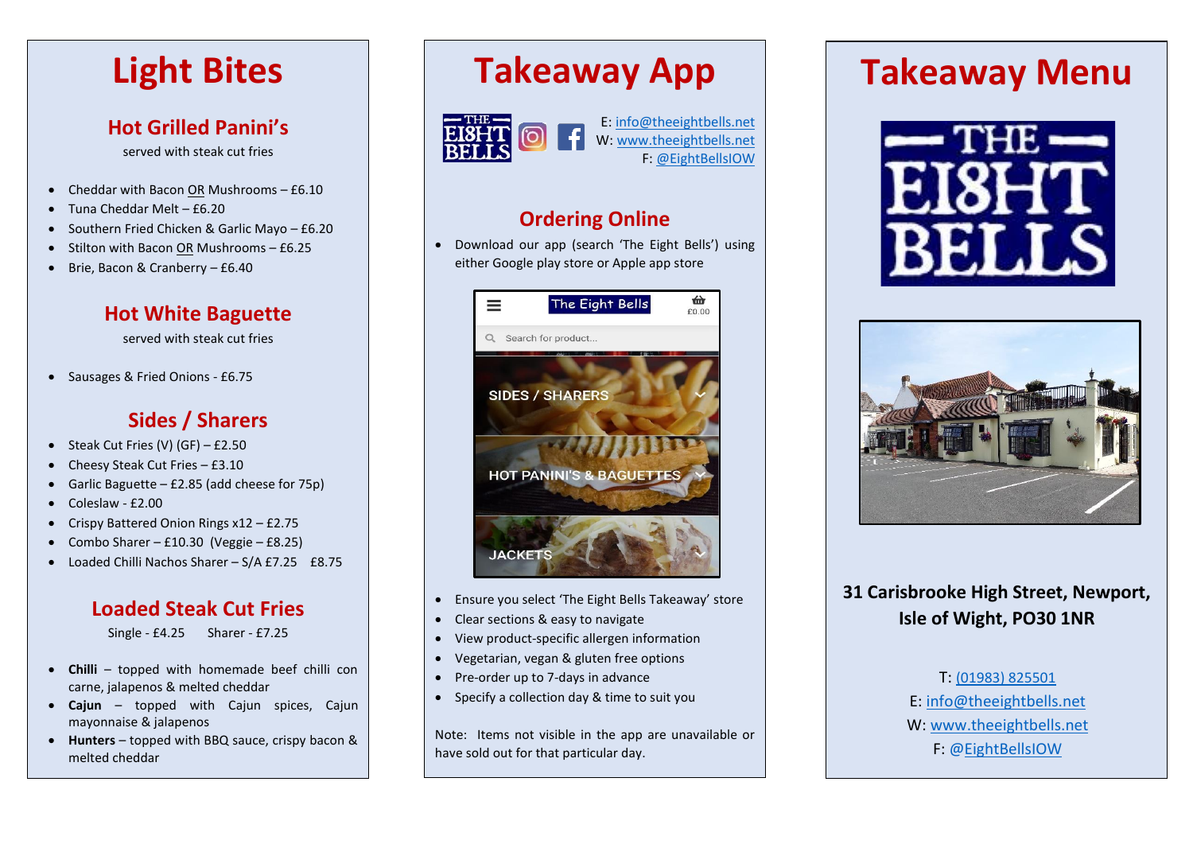# Light Bites

## Hot Grilled Panini's

served with steak cut fries

- Cheddar with Bacon OR Mushrooms – £6.10
- Tuna Cheddar Melt – £6.20
- Southern Fried Chicken & Garlic Mayo – £6.20
- Stilton with Bacon OR Mushrooms – £6.25
- Brie, Bacon & Cranberry – £6.40

## Hot White Baguette

served with steak cut fries

- Sausages & Fried Onions - £6.75

## Sides / Sharers

- Steak Cut Fries (V) (GF) – £2.50
- Cheesy Steak Cut Fries – £3.10
- Garlic Baguette – £2.85 (add cheese for 75p)
- Coleslaw - £2.00
- Crispy Battered Onion Rings x12 – £2.75
- Combo Sharer – £10.30 (Veggie – £8.25)
- Loaded Chilli Nachos Sharer – S/A £7.25 £8.75

## Loaded Steak Cut Fries

Single - £4.25 Sharer - £7.25

- **Chilli** – topped with homemade beef chilli con carne, jalapenos & melted cheddar
- **Cajun** – topped with Cajun spices, Cajun mayonnaise & jalapenos
- **Hunters** – topped with BBQ sauce, crispy bacon & melted cheddar

# Takeaway App

E: info@theeightbells.net
W: www.theeightbells.net
F: @EightBellsIOW

## Ordering Online

- Download our app (search 'The Eight Bells') using either Google play store or Apple app store

The Eight Bells
£0.00
Search for product...
SIDES / SHARERS
HOT PANINI'S & BAGUETTES
JACKETS

- Ensure you select 'The Eight Bells Takeaway' store
- Clear sections & easy to navigate
- View product-specific allergen information
- Vegetarian, vegan & gluten free options
- Pre-order up to 7-days in advance
- Specify a collection day & time to suit you

Note: Items not visible in the app are unavailable or have sold out for that particular day.

# Takeaway Menu

THE EI8HT BELLS

**31 Carisbrooke High Street, Newport, Isle of Wight, PO30 1NR**

T: (01983) 825501
E: info@theeightbells.net
W: www.theeightbells.net
F: @EightBellsIOW